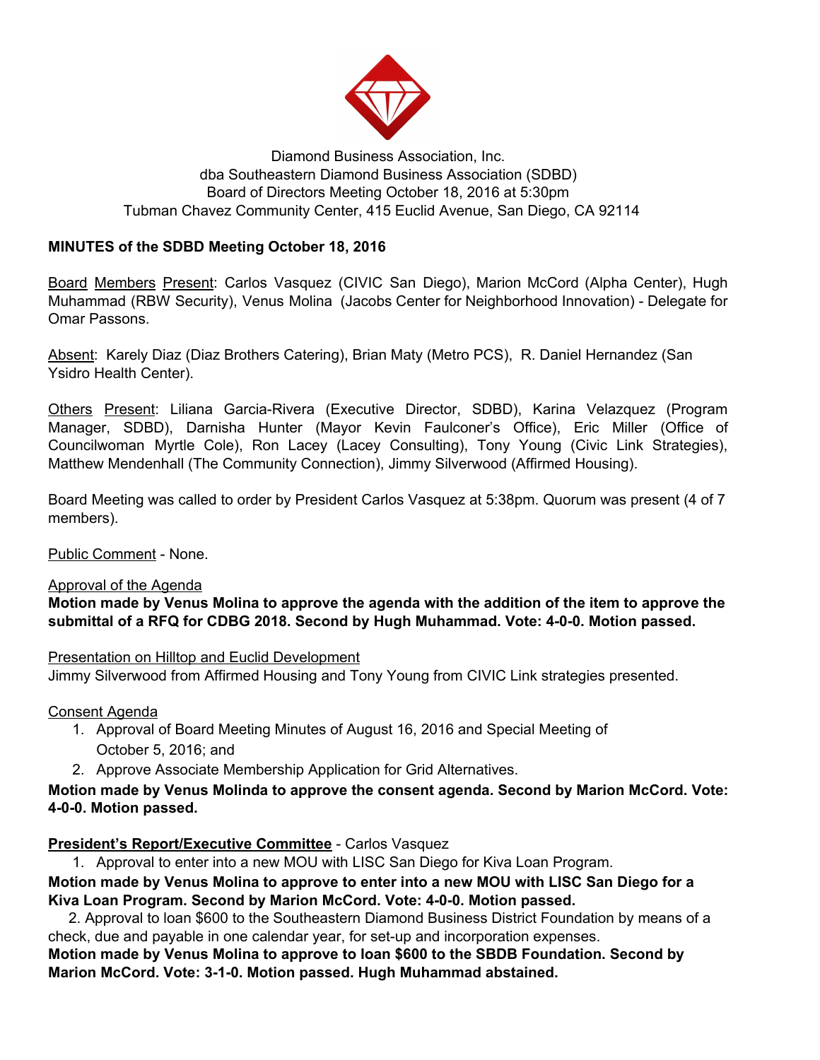Diamond Business Association, Inc.
dba Southeastern Diamond Business Association (SDBD)
Board of Directors Meeting October 18, 2016 at 5:30pm
Tubman Chavez Community Center, 415 Euclid Avenue, San Diego, CA 92114

**MINUTES of the SDBD Meeting October 18, 2016**

Board Members Present: Carlos Vasquez (CIVIC San Diego), Marion McCord (Alpha Center), Hugh Muhammad (RBW Security), Venus Molina (Jacobs Center for Neighborhood Innovation) - Delegate for Omar Passons.

Absent: Karely Diaz (Diaz Brothers Catering), Brian Maty (Metro PCS), R. Daniel Hernandez (San Ysidro Health Center).

Others Present: Liliana Garcia-Rivera (Executive Director, SDBD), Karina Velazquez (Program Manager, SDBD), Darnisha Hunter (Mayor Kevin Faulconer's Office), Eric Miller (Office of Councilwoman Myrtle Cole), Ron Lacey (Lacey Consulting), Tony Young (Civic Link Strategies), Matthew Mendenhall (The Community Connection), Jimmy Silverwood (Affirmed Housing).

Board Meeting was called to order by President Carlos Vasquez at 5:38pm. Quorum was present (4 of 7 members).

Public Comment - None.

Approval of the Agenda

**Motion made by Venus Molina to approve the agenda with the addition of the item to approve the submittal of a RFQ for CDBG 2018. Second by Hugh Muhammad. Vote: 4-0-0. Motion passed.**

Presentation on Hilltop and Euclid Development

Jimmy Silverwood from Affirmed Housing and Tony Young from CIVIC Link strategies presented.

Consent Agenda

1. Approval of Board Meeting Minutes of August 16, 2016 and Special Meeting of October 5, 2016; and
2. Approve Associate Membership Application for Grid Alternatives.

**Motion made by Venus Molinda to approve the consent agenda. Second by Marion McCord. Vote: 4-0-0. Motion passed.**

**President's Report/Executive Committee** - Carlos Vasquez

1. Approval to enter into a new MOU with LISC San Diego for Kiva Loan Program.

**Motion made by Venus Molina to approve to enter into a new MOU with LISC San Diego for a Kiva Loan Program. Second by Marion McCord. Vote: 4-0-0. Motion passed.**

2. Approval to loan $600 to the Southeastern Diamond Business District Foundation by means of a check, due and payable in one calendar year, for set-up and incorporation expenses.

**Motion made by Venus Molina to approve to loan $600 to the SBDB Foundation. Second by Marion McCord. Vote: 3-1-0. Motion passed. Hugh Muhammad abstained.**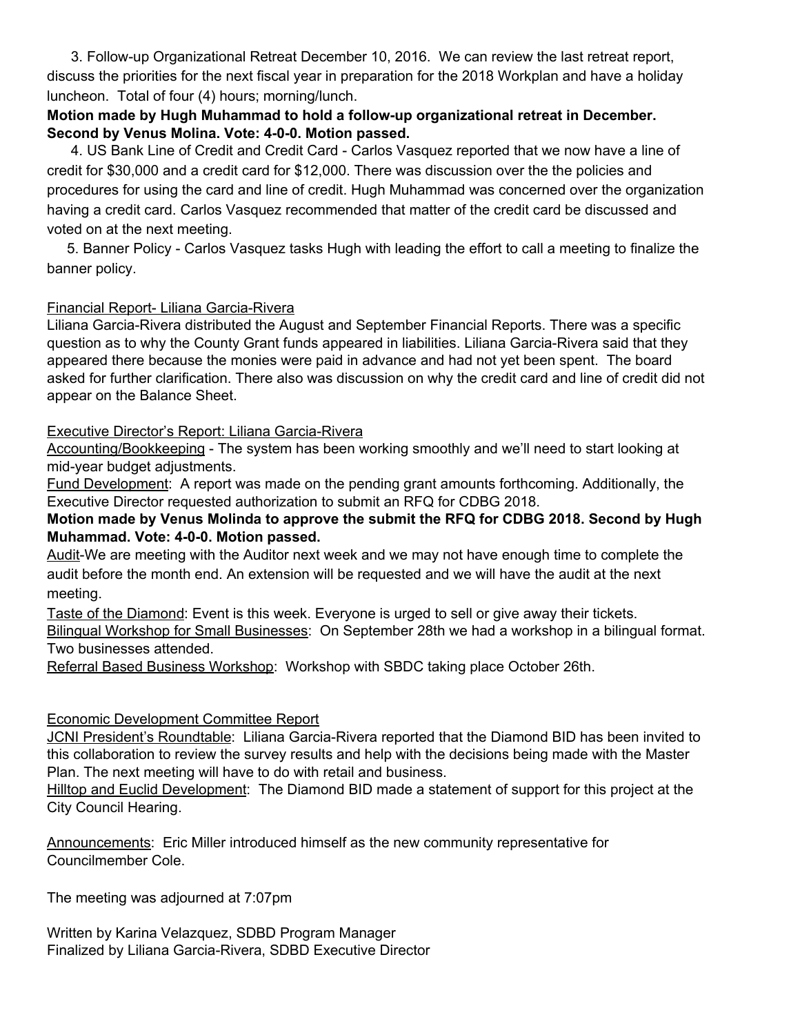3. Follow-up Organizational Retreat December 10, 2016. We can review the last retreat report, discuss the priorities for the next fiscal year in preparation for the 2018 Workplan and have a holiday luncheon. Total of four (4) hours; morning/lunch.

**Motion made by Hugh Muhammad to hold a follow-up organizational retreat in December. Second by Venus Molina. Vote: 4-0-0. Motion passed.**

4. US Bank Line of Credit and Credit Card - Carlos Vasquez reported that we now have a line of credit for $30,000 and a credit card for $12,000. There was discussion over the the policies and procedures for using the card and line of credit. Hugh Muhammad was concerned over the organization having a credit card. Carlos Vasquez recommended that matter of the credit card be discussed and voted on at the next meeting.

5. Banner Policy - Carlos Vasquez tasks Hugh with leading the effort to call a meeting to finalize the banner policy.

<u>Financial Report- Liliana Garcia-Rivera</u>

Liliana Garcia-Rivera distributed the August and September Financial Reports. There was a specific question as to why the County Grant funds appeared in liabilities. Liliana Garcia-Rivera said that they appeared there because the monies were paid in advance and had not yet been spent. The board asked for further clarification. There also was discussion on why the credit card and line of credit did not appear on the Balance Sheet.

<u>Executive Director's Report: Liliana Garcia-Rivera</u>

<u>Accounting/Bookkeeping</u> - The system has been working smoothly and we'll need to start looking at mid-year budget adjustments.

<u>Fund Development</u>: A report was made on the pending grant amounts forthcoming. Additionally, the Executive Director requested authorization to submit an RFQ for CDBG 2018.

**Motion made by Venus Molinda to approve the submit the RFQ for CDBG 2018. Second by Hugh Muhammad. Vote: 4-0-0. Motion passed.**

<u>Audit</u>-We are meeting with the Auditor next week and we may not have enough time to complete the audit before the month end. An extension will be requested and we will have the audit at the next meeting.

<u>Taste of the Diamond</u>: Event is this week. Everyone is urged to sell or give away their tickets.

<u>Bilingual Workshop for Small Businesses</u>: On September 28th we had a workshop in a bilingual format. Two businesses attended.

<u>Referral Based Business Workshop</u>: Workshop with SBDC taking place October 26th.

<u>Economic Development Committee Report</u>

<u>JCNI President's Roundtable</u>: Liliana Garcia-Rivera reported that the Diamond BID has been invited to this collaboration to review the survey results and help with the decisions being made with the Master Plan. The next meeting will have to do with retail and business.

<u>Hilltop and Euclid Development</u>: The Diamond BID made a statement of support for this project at the City Council Hearing.

<u>Announcements</u>: Eric Miller introduced himself as the new community representative for Councilmember Cole.

The meeting was adjourned at 7:07pm

Written by Karina Velazquez, SDBD Program Manager
Finalized by Liliana Garcia-Rivera, SDBD Executive Director